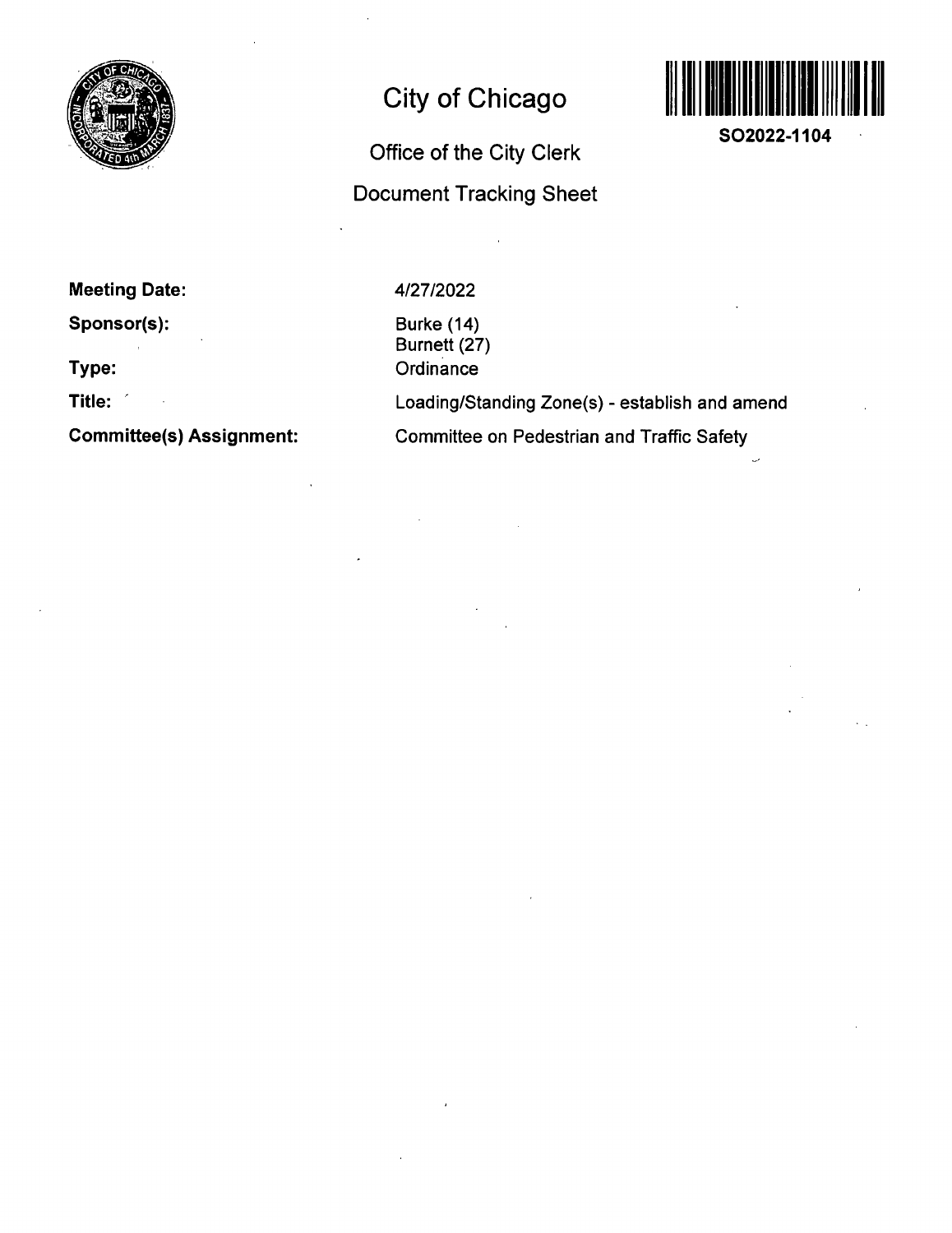# City of Chicago

## Office of the City Clerk

## Document Tracking Sheet

**SO2022-1104**

| | |
|---|---|
| **Meeting Date:** | 4/27/2022 |
| **Sponsor(s):** | Burke (14)<br>Burnett (27) |
| **Type:** | Ordinance |
| **Title:** | Loading/Standing Zone(s) - establish and amend |
| **Committee(s) Assignment:** | Committee on Pedestrian and Traffic Safety |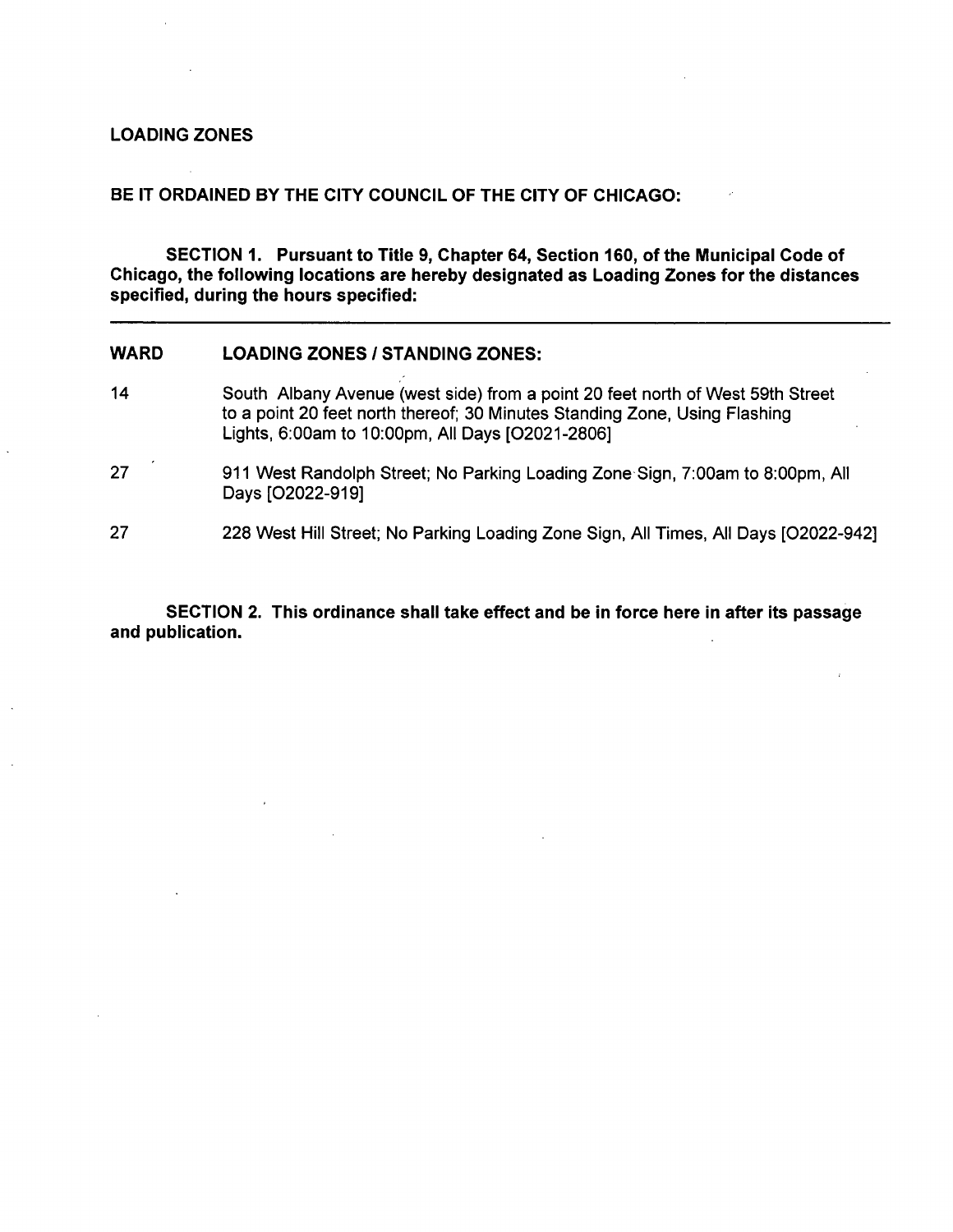## LOADING ZONES

**BE IT ORDAINED BY THE CITY COUNCIL OF THE CITY OF CHICAGO:**

**SECTION 1. Pursuant to Title 9, Chapter 64, Section 160, of the Municipal Code of Chicago, the following locations are hereby designated as Loading Zones for the distances specified, during the hours specified:**

| WARD | LOADING ZONES / STANDING ZONES: |
| --- | --- |
| 14 | South Albany Avenue (west side) from a point 20 feet north of West 59th Street to a point 20 feet north thereof; 30 Minutes Standing Zone, Using Flashing Lights, 6:00am to 10:00pm, All Days [O2021-2806] |
| 27 | 911 West Randolph Street; No Parking Loading Zone Sign, 7:00am to 8:00pm, All Days [O2022-919] |
| 27 | 228 West Hill Street; No Parking Loading Zone Sign, All Times, All Days [O2022-942] |

**SECTION 2. This ordinance shall take effect and be in force here in after its passage and publication.**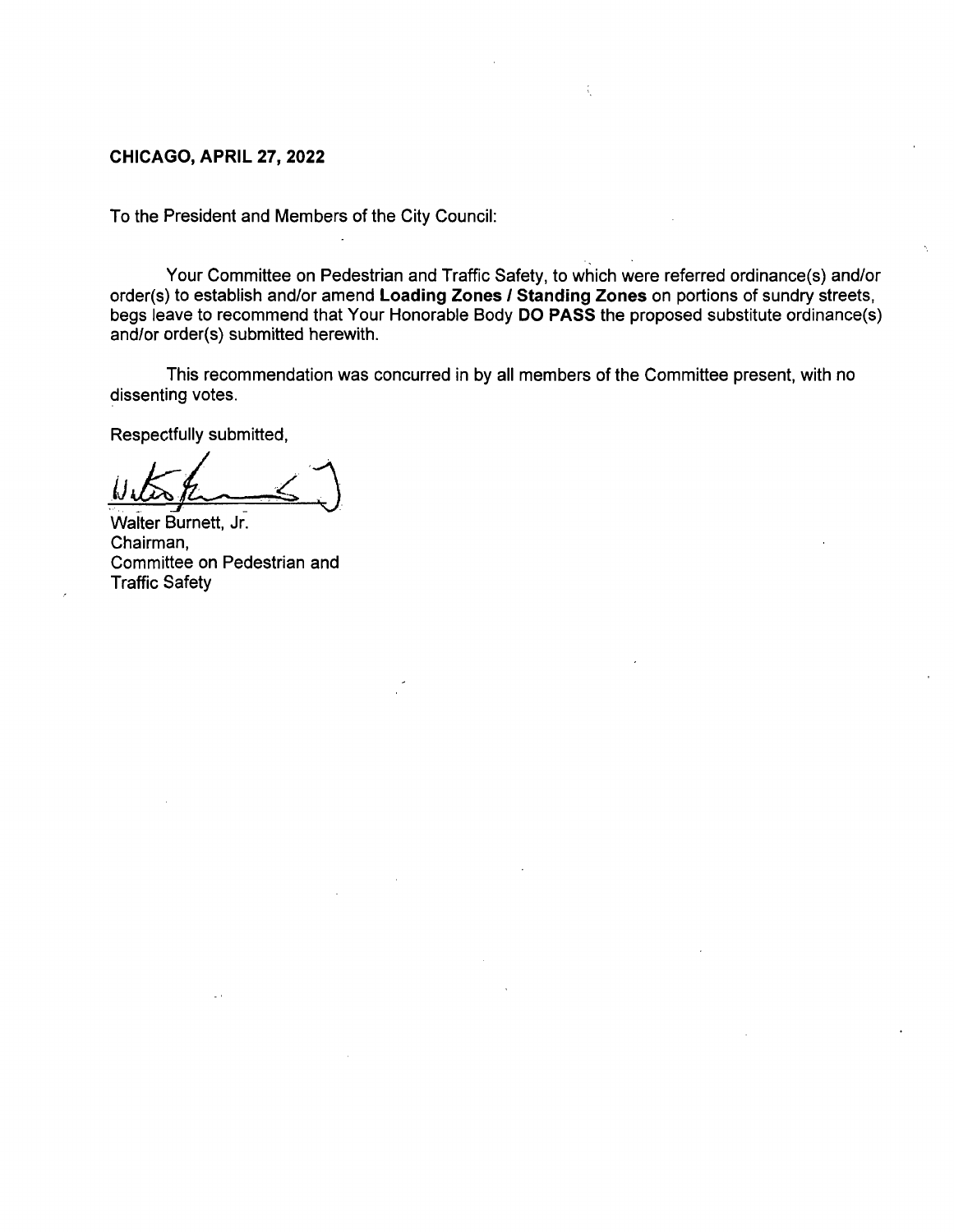**CHICAGO, APRIL 27, 2022**

To the President and Members of the City Council:

Your Committee on Pedestrian and Traffic Safety, to which were referred ordinance(s) and/or order(s) to establish and/or amend **Loading Zones / Standing Zones** on portions of sundry streets, begs leave to recommend that Your Honorable Body **DO PASS** the proposed substitute ordinance(s) and/or order(s) submitted herewith.

This recommendation was concurred in by all members of the Committee present, with no dissenting votes.

Respectfully submitted,

Walter Burnett, Jr.
Chairman,
Committee on Pedestrian and
Traffic Safety